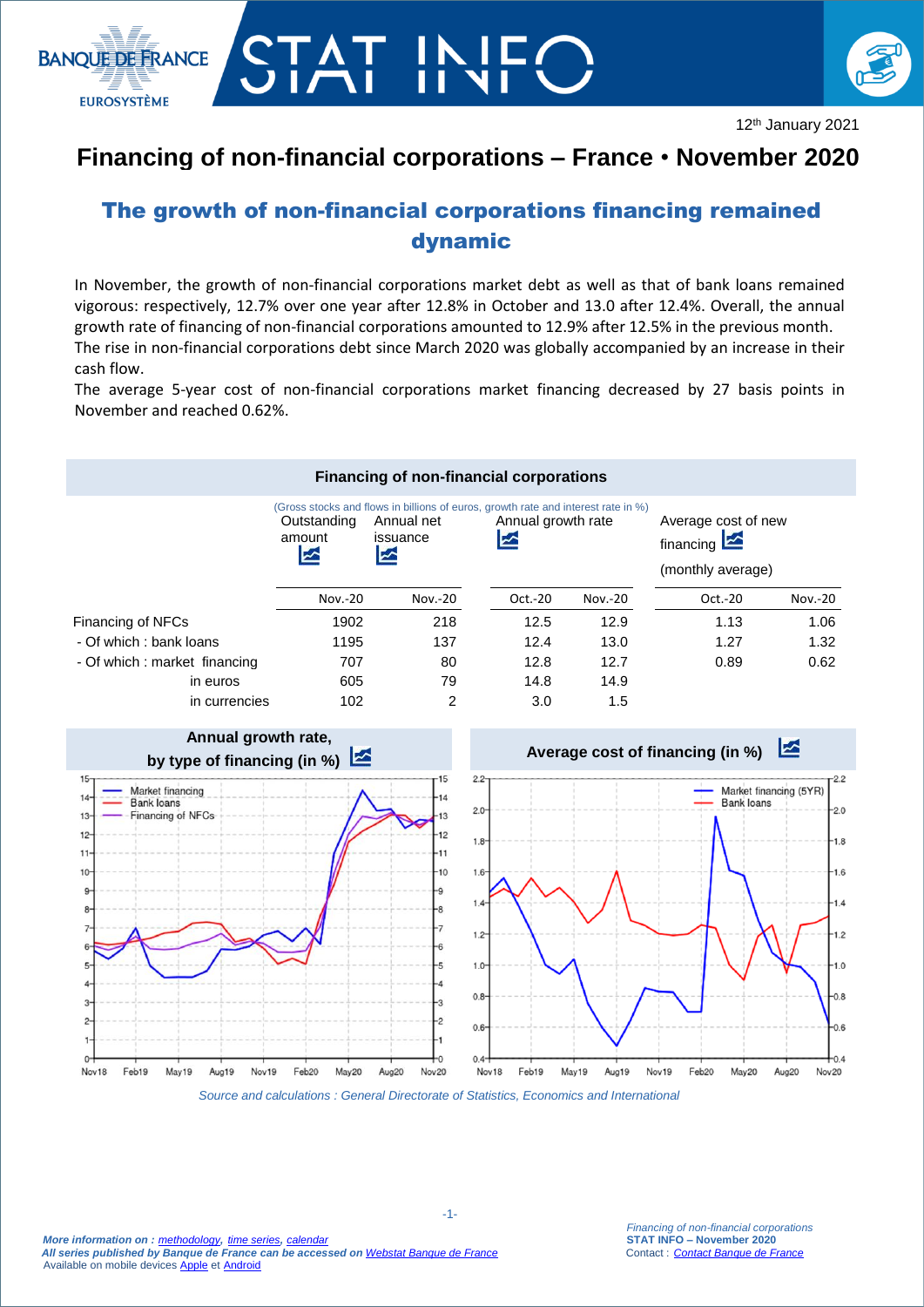12th January 2021

# Financing of non-financial corporations – France • November 2020

## The growth of non-financial corporations financing remained dynamic

In November, the growth of non-financial corporations market debt as well as that of bank loans remained vigorous: respectively, 12.7% over one year after 12.8% in October and 13.0 after 12.4%. Overall, the annual growth rate of financing of non-financial corporations amounted to 12.9% after 12.5% in the previous month.
The rise in non-financial corporations debt since March 2020 was globally accompanied by an increase in their cash flow.
The average 5-year cost of non-financial corporations market financing decreased by 27 basis points in November and reached 0.62%.

**Financing of non-financial corporations**

(Gross stocks and flows in billions of euros, growth rate and interest rate in %)

| | Outstanding amount | Annual net issuance | Annual growth rate | | Average cost of new financing (monthly average) | |
|---|---|---|---|---|---|---|
| | Nov.-20 | Nov.-20 | Oct.-20 | Nov.-20 | Oct.-20 | Nov.-20 |
| Financing of NFCs | 1902 | 218 | 12.5 | 12.9 | 1.13 | 1.06 |
| - Of which : bank loans | 1195 | 137 | 12.4 | 13.0 | 1.27 | 1.32 |
| - Of which : market financing | 707 | 80 | 12.8 | 12.7 | 0.89 | 0.62 |
| in euros | 605 | 79 | 14.8 | 14.9 | | |
| in currencies | 102 | 2 | 3.0 | 1.5 | | |

**Annual growth rate, by type of financing (in %)**

**Average cost of financing (in %)**

*Source and calculations : General Directorate of Statistics, Economics and International*

***More information on : methodology, time series, calendar***
***All series published by Banque de France can be accessed on Webstat Banque de France***
Available on mobile devices Apple et Android

*Financing of non-financial corporations*
**STAT INFO – November 2020**
Contact : *Contact Banque de France*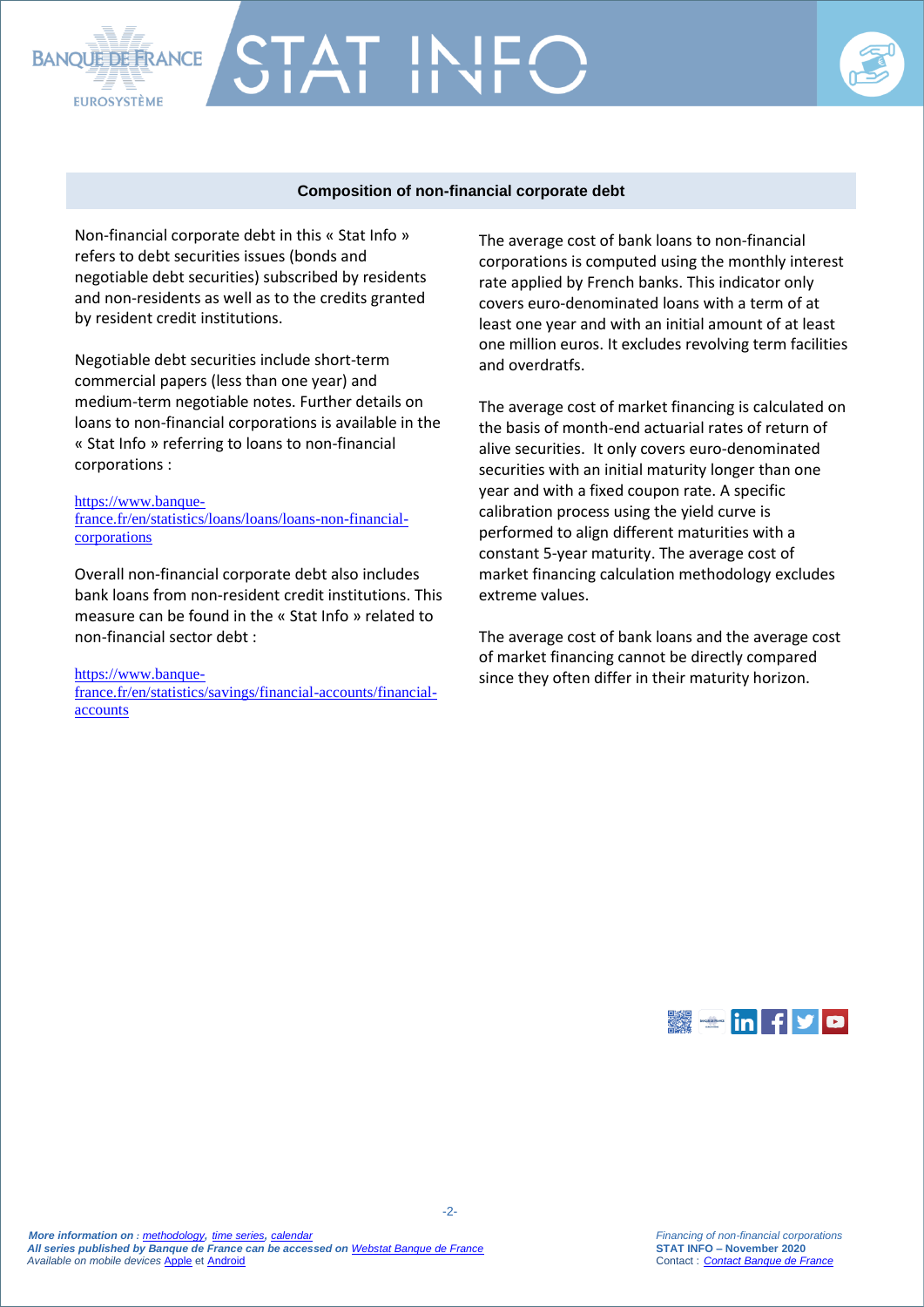## Composition of non-financial corporate debt

Non-financial corporate debt in this « Stat Info » refers to debt securities issues (bonds and negotiable debt securities) subscribed by residents and non-residents as well as to the credits granted by resident credit institutions.

Negotiable debt securities include short-term commercial papers (less than one year) and medium-term negotiable notes. Further details on loans to non-financial corporations is available in the « Stat Info » referring to loans to non-financial corporations :

https://www.banque-france.fr/en/statistics/loans/loans/loans-non-financial-corporations

Overall non-financial corporate debt also includes bank loans from non-resident credit institutions. This measure can be found in the « Stat Info » related to non-financial sector debt :

https://www.banque-france.fr/en/statistics/savings/financial-accounts/financial-accounts

The average cost of bank loans to non-financial corporations is computed using the monthly interest rate applied by French banks. This indicator only covers euro-denominated loans with a term of at least one year and with an initial amount of at least one million euros. It excludes revolving term facilities and overdratfs.

The average cost of market financing is calculated on the basis of month-end actuarial rates of return of alive securities. It only covers euro-denominated securities with an initial maturity longer than one year and with a fixed coupon rate. A specific calibration process using the yield curve is performed to align different maturities with a constant 5-year maturity. The average cost of market financing calculation methodology excludes extreme values.

The average cost of bank loans and the average cost of market financing cannot be directly compared since they often differ in their maturity horizon.